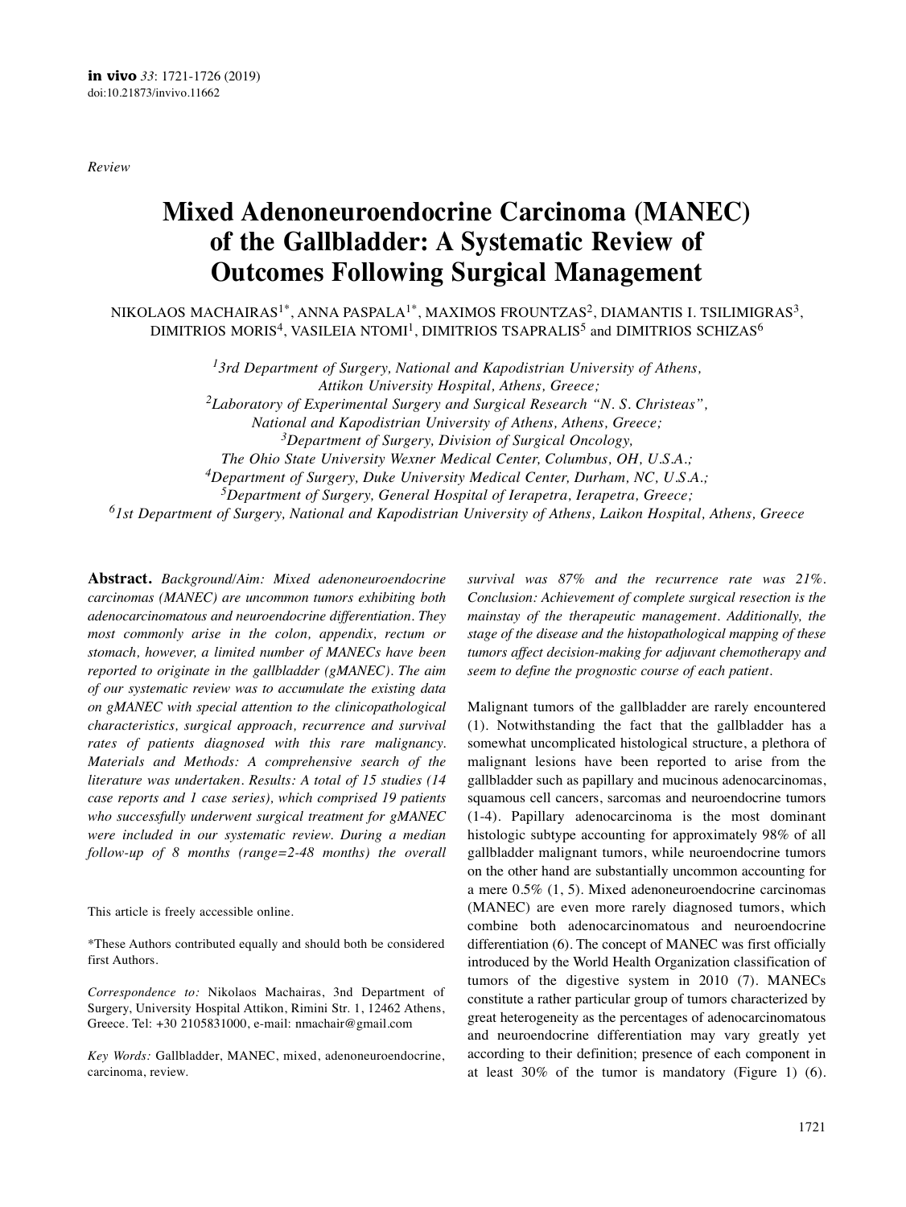*Review*

# Mixed Adenoneuroendocrine Carcinoma (MANEC) of the Gallbladder: A Systematic Review of Outcomes Following Surgical Management

NIKOLAOS MACHAIRAS[1*], ANNA PASPALA[1*], MAXIMOS FROUNTZAS[2], DIAMANTIS I. TSILIMIGRAS[3], DIMITRIOS MORIS[4], VASILEIA NTOMI[1], DIMITRIOS TSAPRALIS[5] and DIMITRIOS SCHIZAS[6]

*[1]3rd Department of Surgery, National and Kapodistrian University of Athens, Attikon University Hospital, Athens, Greece;*
*[2]Laboratory of Experimental Surgery and Surgical Research "N. S. Christeas", National and Kapodistrian University of Athens, Athens, Greece;*
*[3]Department of Surgery, Division of Surgical Oncology, The Ohio State University Wexner Medical Center, Columbus, OH, U.S.A.;*
*[4]Department of Surgery, Duke University Medical Center, Durham, NC, U.S.A.;*
*[5]Department of Surgery, General Hospital of Ierapetra, Ierapetra, Greece;*
*[6]1st Department of Surgery, National and Kapodistrian University of Athens, Laikon Hospital, Athens, Greece*

**Abstract.** *Background/Aim: Mixed adenoneuroendocrine carcinomas (MANEC) are uncommon tumors exhibiting both adenocarcinomatous and neuroendocrine differentiation. They most commonly arise in the colon, appendix, rectum or stomach, however, a limited number of MANECs have been reported to originate in the gallbladder (gMANEC). The aim of our systematic review was to accumulate the existing data on gMANEC with special attention to the clinicopathological characteristics, surgical approach, recurrence and survival rates of patients diagnosed with this rare malignancy. Materials and Methods: A comprehensive search of the literature was undertaken. Results: A total of 15 studies (14 case reports and 1 case series), which comprised 19 patients who successfully underwent surgical treatment for gMANEC were included in our systematic review. During a median follow-up of 8 months (range=2-48 months) the overall survival was 87% and the recurrence rate was 21%. Conclusion: Achievement of complete surgical resection is the mainstay of the therapeutic management. Additionally, the stage of the disease and the histopathological mapping of these tumors affect decision-making for adjuvant chemotherapy and seem to define the prognostic course of each patient.*

This article is freely accessible online.

*These Authors contributed equally and should both be considered first Authors.

*Correspondence to:* Nikolaos Machairas, 3nd Department of Surgery, University Hospital Attikon, Rimini Str. 1, 12462 Athens, Greece. Tel: +30 2105831000, e-mail: nmachair@gmail.com

*Key Words:* Gallbladder, MANEC, mixed, adenoneuroendocrine, carcinoma, review.

Malignant tumors of the gallbladder are rarely encountered (1). Notwithstanding the fact that the gallbladder has a somewhat uncomplicated histological structure, a plethora of malignant lesions have been reported to arise from the gallbladder such as papillary and mucinous adenocarcinomas, squamous cell cancers, sarcomas and neuroendocrine tumors (1-4). Papillary adenocarcinoma is the most dominant histologic subtype accounting for approximately 98% of all gallbladder malignant tumors, while neuroendocrine tumors on the other hand are substantially uncommon accounting for a mere 0.5% (1, 5). Mixed adenoneuroendocrine carcinomas (MANEC) are even more rarely diagnosed tumors, which combine both adenocarcinomatous and neuroendocrine differentiation (6). The concept of MANEC was first officially introduced by the World Health Organization classification of tumors of the digestive system in 2010 (7). MANECs constitute a rather particular group of tumors characterized by great heterogeneity as the percentages of adenocarcinomatous and neuroendocrine differentiation may vary greatly yet according to their definition; presence of each component in at least 30% of the tumor is mandatory (Figure 1) (6).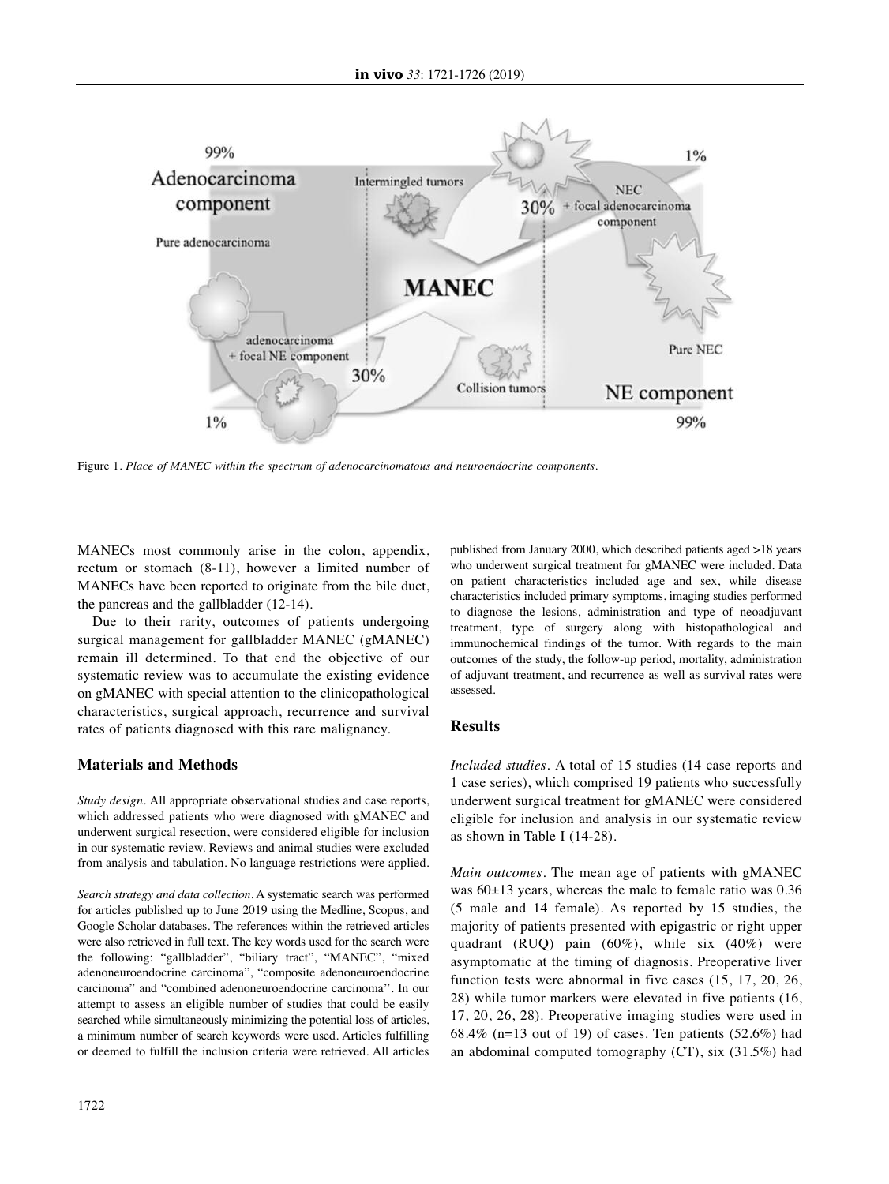Figure 1. *Place of MANEC within the spectrum of adenocarcinomatous and neuroendocrine components.*

MANECs most commonly arise in the colon, appendix, rectum or stomach (8-11), however a limited number of MANECs have been reported to originate from the bile duct, the pancreas and the gallbladder (12-14).

Due to their rarity, outcomes of patients undergoing surgical management for gallbladder MANEC (gMANEC) remain ill determined. To that end the objective of our systematic review was to accumulate the existing evidence on gMANEC with special attention to the clinicopathological characteristics, surgical approach, recurrence and survival rates of patients diagnosed with this rare malignancy.

## Materials and Methods

*Study design.* All appropriate observational studies and case reports, which addressed patients who were diagnosed with gMANEC and underwent surgical resection, were considered eligible for inclusion in our systematic review. Reviews and animal studies were excluded from analysis and tabulation. No language restrictions were applied.

*Search strategy and data collection.* A systematic search was performed for articles published up to June 2019 using the Medline, Scopus, and Google Scholar databases. The references within the retrieved articles were also retrieved in full text. The key words used for the search were the following: "gallbladder", "biliary tract", "MANEC", "mixed adenoneuroendocrine carcinoma", "composite adenoneuroendocrine carcinoma" and "combined adenoneuroendocrine carcinoma". In our attempt to assess an eligible number of studies that could be easily searched while simultaneously minimizing the potential loss of articles, a minimum number of search keywords were used. Articles fulfilling or deemed to fulfill the inclusion criteria were retrieved. All articles published from January 2000, which described patients aged >18 years who underwent surgical treatment for gMANEC were included. Data on patient characteristics included age and sex, while disease characteristics included primary symptoms, imaging studies performed to diagnose the lesions, administration and type of neoadjuvant treatment, type of surgery along with histopathological and immunochemical findings of the tumor. With regards to the main outcomes of the study, the follow-up period, mortality, administration of adjuvant treatment, and recurrence as well as survival rates were assessed.

## Results

*Included studies.* A total of 15 studies (14 case reports and 1 case series), which comprised 19 patients who successfully underwent surgical treatment for gMANEC were considered eligible for inclusion and analysis in our systematic review as shown in Table I (14-28).

*Main outcomes.* The mean age of patients with gMANEC was 60±13 years, whereas the male to female ratio was 0.36 (5 male and 14 female). As reported by 15 studies, the majority of patients presented with epigastric or right upper quadrant (RUQ) pain (60%), while six (40%) were asymptomatic at the timing of diagnosis. Preoperative liver function tests were abnormal in five cases (15, 17, 20, 26, 28) while tumor markers were elevated in five patients (16, 17, 20, 26, 28). Preoperative imaging studies were used in 68.4% (n=13 out of 19) of cases. Ten patients (52.6%) had an abdominal computed tomography (CT), six (31.5%) had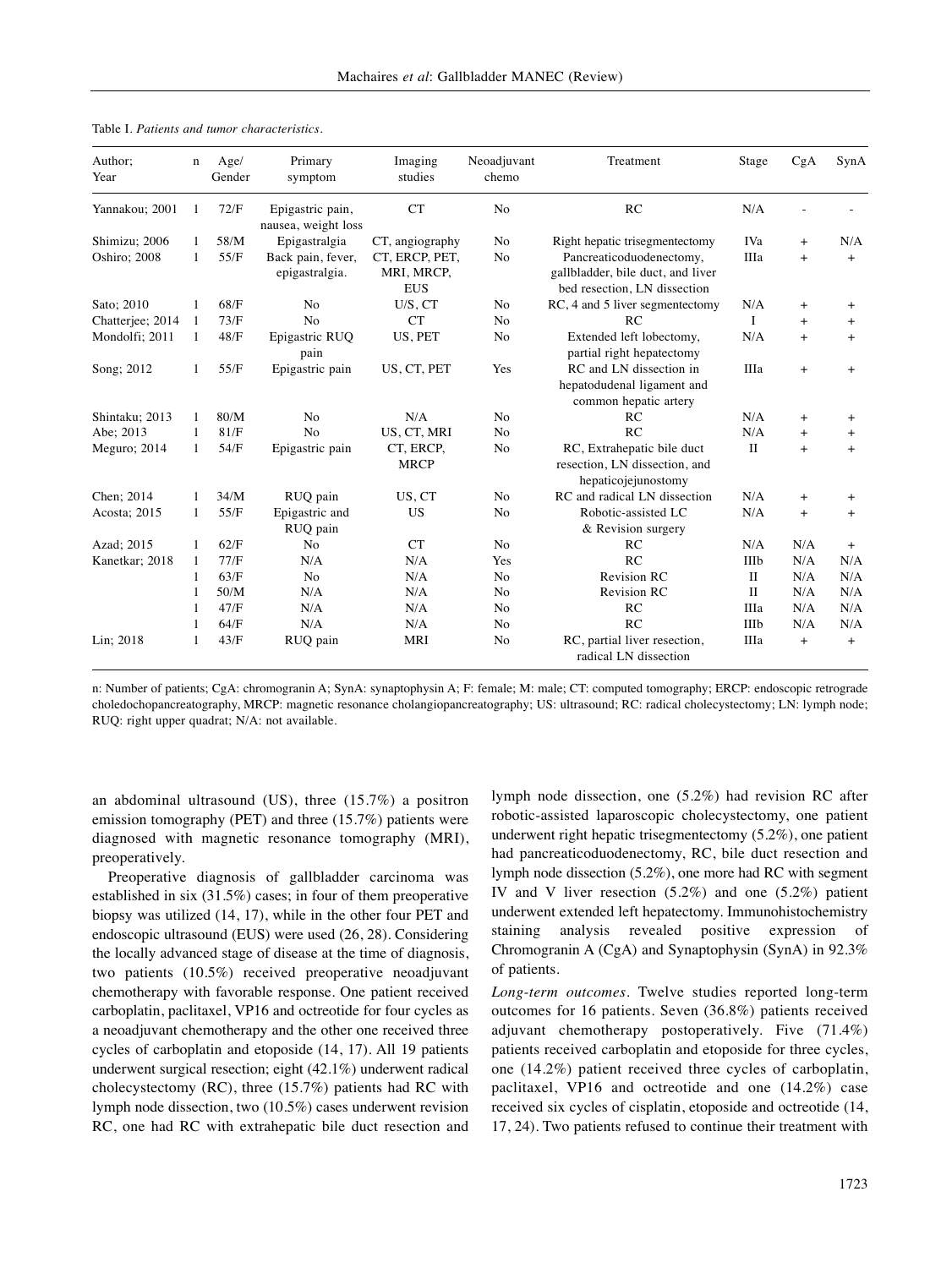Table I. *Patients and tumor characteristics.*

| Author; Year | n | Age/ Gender | Primary symptom | Imaging studies | Neoadjuvant chemo | Treatment | Stage | CgA | SynA |
|---|---|---|---|---|---|---|---|---|---|
| Yannakou; 2001 | 1 | 72/F | Epigastric pain, nausea, weight loss | CT | No | RC | N/A | - | - |
| Shimizu; 2006 | 1 | 58/M | Epigastralgia | CT, angiography | No | Right hepatic trisegmentectomy | IVa | + | N/A |
| Oshiro; 2008 | 1 | 55/F | Back pain, fever, epigastralgia. | CT, ERCP, PET, MRI, MRCP, EUS | No | Pancreaticoduodenectomy, gallbladder, bile duct, and liver bed resection, LN dissection | IIIa | + | + |
| Sato; 2010 | 1 | 68/F | No | U/S, CT | No | RC, 4 and 5 liver segmentectomy | N/A | + | + |
| Chatterjee; 2014 | 1 | 73/F | No | CT | No | RC | I | + | + |
| Mondolfi; 2011 | 1 | 48/F | Epigastric RUQ pain | US, PET | No | Extended left lobectomy, partial right hepatectomy | N/A | + | + |
| Song; 2012 | 1 | 55/F | Epigastric pain | US, CT, PET | Yes | RC and LN dissection in hepatodudenal ligament and common hepatic artery | IIIa | + | + |
| Shintaku; 2013 | 1 | 80/M | No | N/A | No | RC | N/A | + | + |
| Abe; 2013 | 1 | 81/F | No | US, CT, MRI | No | RC | N/A | + | + |
| Meguro; 2014 | 1 | 54/F | Epigastric pain | CT, ERCP, MRCP | No | RC, Extrahepatic bile duct resection, LN dissection, and hepaticojejunostomy | II | + | + |
| Chen; 2014 | 1 | 34/M | RUQ pain | US, CT | No | RC and radical LN dissection | N/A | + | + |
| Acosta; 2015 | 1 | 55/F | Epigastric and RUQ pain | US | No | Robotic-assisted LC & Revision surgery | N/A | + | + |
| Azad; 2015 | 1 | 62/F | No | CT | No | RC | N/A | N/A | + |
| Kanetkar; 2018 | 1 | 77/F | N/A | N/A | Yes | RC | IIIb | N/A | N/A |
| | 1 | 63/F | No | N/A | No | Revision RC | II | N/A | N/A |
| | 1 | 50/M | N/A | N/A | No | Revision RC | II | N/A | N/A |
| | 1 | 47/F | N/A | N/A | No | RC | IIIa | N/A | N/A |
| | 1 | 64/F | N/A | N/A | No | RC | IIIb | N/A | N/A |
| Lin; 2018 | 1 | 43/F | RUQ pain | MRI | No | RC, partial liver resection, radical LN dissection | IIIa | + | + |

n: Number of patients; CgA: chromogranin A; SynA: synaptophysin A; F: female; M: male; CT: computed tomography; ERCP: endoscopic retrograde choledochopancreatography, MRCP: magnetic resonance cholangiopancreatography; US: ultrasound; RC: radical cholecystectomy; LN: lymph node; RUQ: right upper quadrat; N/A: not available.

an abdominal ultrasound (US), three (15.7%) a positron emission tomography (PET) and three (15.7%) patients were diagnosed with magnetic resonance tomography (MRI), preoperatively.

Preoperative diagnosis of gallbladder carcinoma was established in six (31.5%) cases; in four of them preoperative biopsy was utilized (14, 17), while in the other four PET and endoscopic ultrasound (EUS) were used (26, 28). Considering the locally advanced stage of disease at the time of diagnosis, two patients (10.5%) received preoperative neoadjuvant chemotherapy with favorable response. One patient received carboplatin, paclitaxel, VP16 and octreotide for four cycles as a neoadjuvant chemotherapy and the other one received three cycles of carboplatin and etoposide (14, 17). All 19 patients underwent surgical resection; eight (42.1%) underwent radical cholecystectomy (RC), three (15.7%) patients had RC with lymph node dissection, two (10.5%) cases underwent revision RC, one had RC with extrahepatic bile duct resection and lymph node dissection, one (5.2%) had revision RC after robotic-assisted laparoscopic cholecystectomy, one patient underwent right hepatic trisegmentectomy (5.2%), one patient had pancreaticoduodenectomy, RC, bile duct resection and lymph node dissection (5.2%), one more had RC with segment IV and V liver resection (5.2%) and one (5.2%) patient underwent extended left hepatectomy. Immunohistochemistry staining analysis revealed positive expression of Chromogranin A (CgA) and Synaptophysin (SynA) in 92.3% of patients.

*Long-term outcomes.* Twelve studies reported long-term outcomes for 16 patients. Seven (36.8%) patients received adjuvant chemotherapy postoperatively. Five (71.4%) patients received carboplatin and etoposide for three cycles, one (14.2%) patient received three cycles of carboplatin, paclitaxel, VP16 and octreotide and one (14.2%) case received six cycles of cisplatin, etoposide and octreotide (14, 17, 24). Two patients refused to continue their treatment with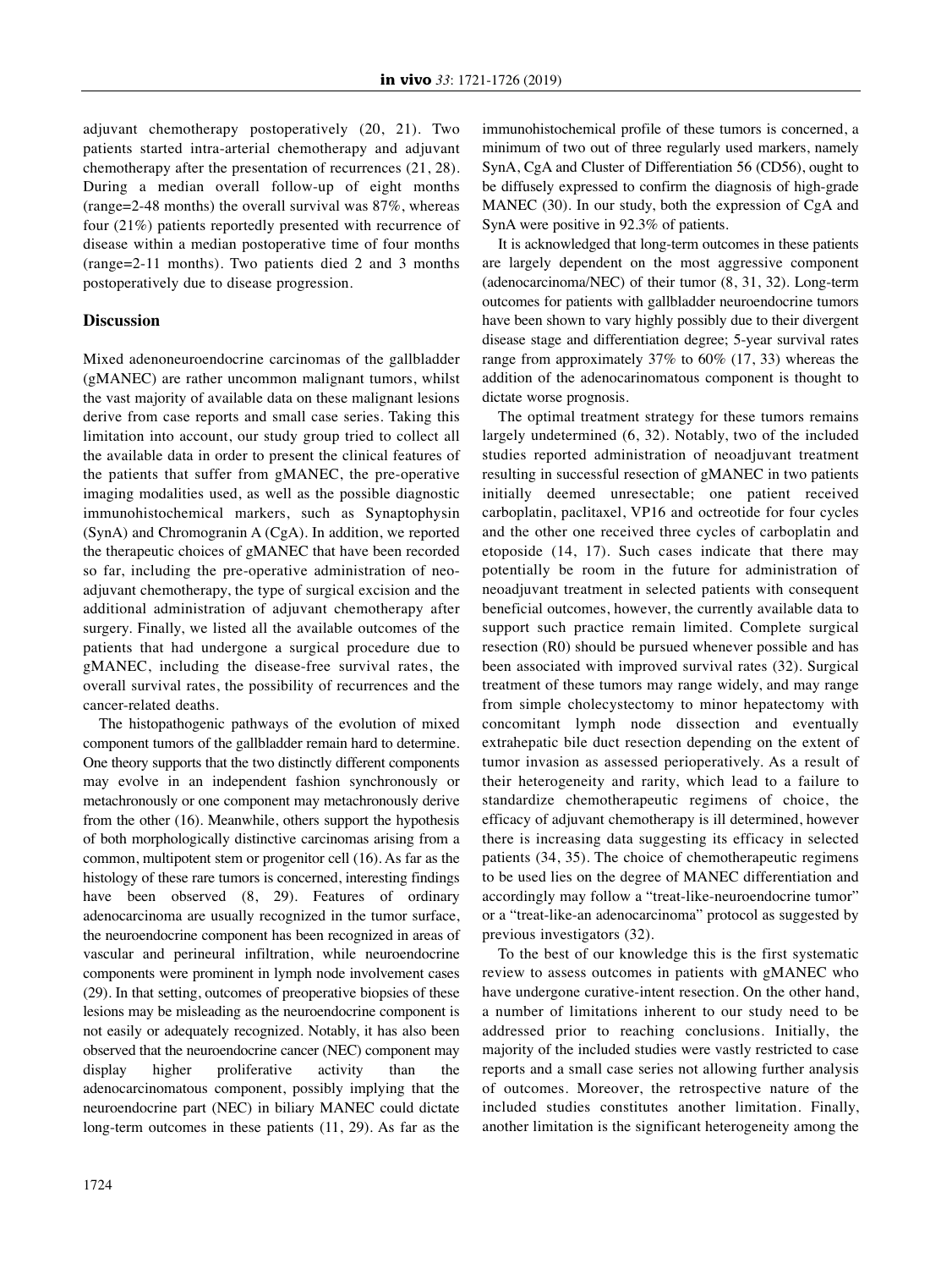adjuvant chemotherapy postoperatively (20, 21). Two patients started intra-arterial chemotherapy and adjuvant chemotherapy after the presentation of recurrences (21, 28). During a median overall follow-up of eight months (range=2-48 months) the overall survival was 87%, whereas four (21%) patients reportedly presented with recurrence of disease within a median postoperative time of four months (range=2-11 months). Two patients died 2 and 3 months postoperatively due to disease progression.

## Discussion

Mixed adenoneuroendocrine carcinomas of the gallbladder (gMANEC) are rather uncommon malignant tumors, whilst the vast majority of available data on these malignant lesions derive from case reports and small case series. Taking this limitation into account, our study group tried to collect all the available data in order to present the clinical features of the patients that suffer from gMANEC, the pre-operative imaging modalities used, as well as the possible diagnostic immunohistochemical markers, such as Synaptophysin (SynA) and Chromogranin A (CgA). In addition, we reported the therapeutic choices of gMANEC that have been recorded so far, including the pre-operative administration of neo-adjuvant chemotherapy, the type of surgical excision and the additional administration of adjuvant chemotherapy after surgery. Finally, we listed all the available outcomes of the patients that had undergone a surgical procedure due to gMANEC, including the disease-free survival rates, the overall survival rates, the possibility of recurrences and the cancer-related deaths.

The histopathogenic pathways of the evolution of mixed component tumors of the gallbladder remain hard to determine. One theory supports that the two distinctly different components may evolve in an independent fashion synchronously or metachronously or one component may metachronously derive from the other (16). Meanwhile, others support the hypothesis of both morphologically distinctive carcinomas arising from a common, multipotent stem or progenitor cell (16). As far as the histology of these rare tumors is concerned, interesting findings have been observed (8, 29). Features of ordinary adenocarcinoma are usually recognized in the tumor surface, the neuroendocrine component has been recognized in areas of vascular and perineural infiltration, while neuroendocrine components were prominent in lymph node involvement cases (29). In that setting, outcomes of preoperative biopsies of these lesions may be misleading as the neuroendocrine component is not easily or adequately recognized. Notably, it has also been observed that the neuroendocrine cancer (NEC) component may display higher proliferative activity than the adenocarcinomatous component, possibly implying that the neuroendocrine part (NEC) in biliary MANEC could dictate long-term outcomes in these patients (11, 29). As far as the immunohistochemical profile of these tumors is concerned, a minimum of two out of three regularly used markers, namely SynA, CgA and Cluster of Differentiation 56 (CD56), ought to be diffusely expressed to confirm the diagnosis of high-grade MANEC (30). In our study, both the expression of CgA and SynA were positive in 92.3% of patients.

It is acknowledged that long-term outcomes in these patients are largely dependent on the most aggressive component (adenocarcinoma/NEC) of their tumor (8, 31, 32). Long-term outcomes for patients with gallbladder neuroendocrine tumors have been shown to vary highly possibly due to their divergent disease stage and differentiation degree; 5-year survival rates range from approximately 37% to 60% (17, 33) whereas the addition of the adenocarinomatous component is thought to dictate worse prognosis.

The optimal treatment strategy for these tumors remains largely undetermined (6, 32). Notably, two of the included studies reported administration of neoadjuvant treatment resulting in successful resection of gMANEC in two patients initially deemed unresectable; one patient received carboplatin, paclitaxel, VP16 and octreotide for four cycles and the other one received three cycles of carboplatin and etoposide (14, 17). Such cases indicate that there may potentially be room in the future for administration of neoadjuvant treatment in selected patients with consequent beneficial outcomes, however, the currently available data to support such practice remain limited. Complete surgical resection (R0) should be pursued whenever possible and has been associated with improved survival rates (32). Surgical treatment of these tumors may range widely, and may range from simple cholecystectomy to minor hepatectomy with concomitant lymph node dissection and eventually extrahepatic bile duct resection depending on the extent of tumor invasion as assessed perioperatively. As a result of their heterogeneity and rarity, which lead to a failure to standardize chemotherapeutic regimens of choice, the efficacy of adjuvant chemotherapy is ill determined, however there is increasing data suggesting its efficacy in selected patients (34, 35). The choice of chemotherapeutic regimens to be used lies on the degree of MANEC differentiation and accordingly may follow a "treat-like-neuroendocrine tumor" or a "treat-like-an adenocarcinoma" protocol as suggested by previous investigators (32).

To the best of our knowledge this is the first systematic review to assess outcomes in patients with gMANEC who have undergone curative-intent resection. On the other hand, a number of limitations inherent to our study need to be addressed prior to reaching conclusions. Initially, the majority of the included studies were vastly restricted to case reports and a small case series not allowing further analysis of outcomes. Moreover, the retrospective nature of the included studies constitutes another limitation. Finally, another limitation is the significant heterogeneity among the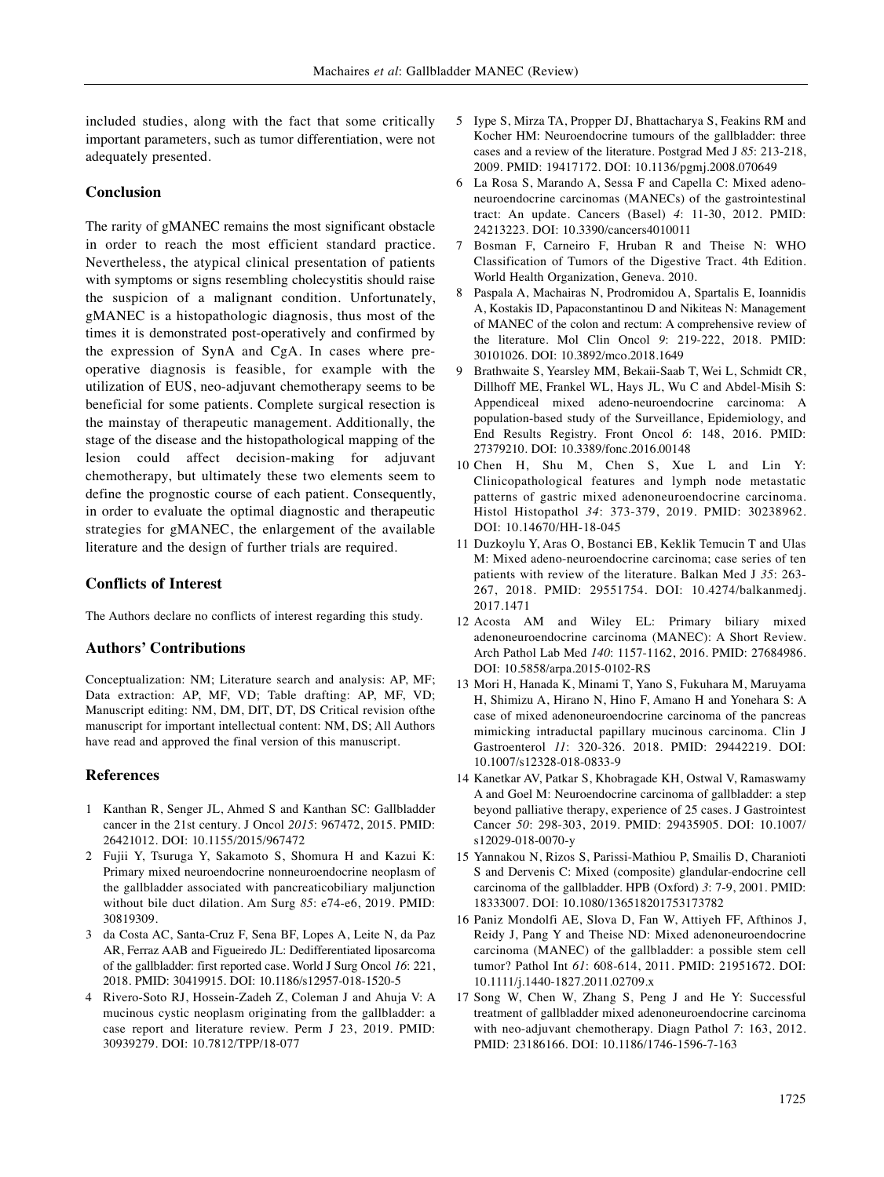included studies, along with the fact that some critically important parameters, such as tumor differentiation, were not adequately presented.

## Conclusion

The rarity of gMANEC remains the most significant obstacle in order to reach the most efficient standard practice. Nevertheless, the atypical clinical presentation of patients with symptoms or signs resembling cholecystitis should raise the suspicion of a malignant condition. Unfortunately, gMANEC is a histopathologic diagnosis, thus most of the times it is demonstrated post-operatively and confirmed by the expression of SynA and CgA. In cases where pre-operative diagnosis is feasible, for example with the utilization of EUS, neo-adjuvant chemotherapy seems to be beneficial for some patients. Complete surgical resection is the mainstay of therapeutic management. Additionally, the stage of the disease and the histopathological mapping of the lesion could affect decision-making for adjuvant chemotherapy, but ultimately these two elements seem to define the prognostic course of each patient. Consequently, in order to evaluate the optimal diagnostic and therapeutic strategies for gMANEC, the enlargement of the available literature and the design of further trials are required.

## Conflicts of Interest

The Authors declare no conflicts of interest regarding this study.

## Authors' Contributions

Conceptualization: NM; Literature search and analysis: AP, MF; Data extraction: AP, MF, VD; Table drafting: AP, MF, VD; Manuscript editing: NM, DM, DIT, DT, DS Critical revision ofthe manuscript for important intellectual content: NM, DS; All Authors have read and approved the final version of this manuscript.

## References

1. Kanthan R, Senger JL, Ahmed S and Kanthan SC: Gallbladder cancer in the 21st century. J Oncol *2015*: 967472, 2015. PMID: 26421012. DOI: 10.1155/2015/967472
2. Fujii Y, Tsuruga Y, Sakamoto S, Shomura H and Kazui K: Primary mixed neuroendocrine nonneuroendocrine neoplasm of the gallbladder associated with pancreaticobiliary maljunction without bile duct dilation. Am Surg *85*: e74-e6, 2019. PMID: 30819309.
3. da Costa AC, Santa-Cruz F, Sena BF, Lopes A, Leite N, da Paz AR, Ferraz AAB and Figueiredo JL: Dedifferentiated liposarcoma of the gallbladder: first reported case. World J Surg Oncol *16*: 221, 2018. PMID: 30419915. DOI: 10.1186/s12957-018-1520-5
4. Rivero-Soto RJ, Hossein-Zadeh Z, Coleman J and Ahuja V: A mucinous cystic neoplasm originating from the gallbladder: a case report and literature review. Perm J 23, 2019. PMID: 30939279. DOI: 10.7812/TPP/18-077
5. Iype S, Mirza TA, Propper DJ, Bhattacharya S, Feakins RM and Kocher HM: Neuroendocrine tumours of the gallbladder: three cases and a review of the literature. Postgrad Med J *85*: 213-218, 2009. PMID: 19417172. DOI: 10.1136/pgmj.2008.070649
6. La Rosa S, Marando A, Sessa F and Capella C: Mixed adeno-neuroendocrine carcinomas (MANECs) of the gastrointestinal tract: An update. Cancers (Basel) *4*: 11-30, 2012. PMID: 24213223. DOI: 10.3390/cancers4010011
7. Bosman F, Carneiro F, Hruban R and Theise N: WHO Classification of Tumors of the Digestive Tract. 4th Edition. World Health Organization, Geneva. 2010.
8. Paspala A, Machairas N, Prodromidou A, Spartalis E, Ioannidis A, Kostakis ID, Papaconstantinou D and Nikiteas N: Management of MANEC of the colon and rectum: A comprehensive review of the literature. Mol Clin Oncol *9*: 219-222, 2018. PMID: 30101026. DOI: 10.3892/mco.2018.1649
9. Brathwaite S, Yearsley MM, Bekaii-Saab T, Wei L, Schmidt CR, Dillhoff ME, Frankel WL, Hays JL, Wu C and Abdel-Misih S: Appendiceal mixed adeno-neuroendocrine carcinoma: A population-based study of the Surveillance, Epidemiology, and End Results Registry. Front Oncol *6*: 148, 2016. PMID: 27379210. DOI: 10.3389/fonc.2016.00148
10. Chen H, Shu M, Chen S, Xue L and Lin Y: Clinicopathological features and lymph node metastatic patterns of gastric mixed adenoneuroendocrine carcinoma. Histol Histopathol *34*: 373-379, 2019. PMID: 30238962. DOI: 10.14670/HH-18-045
11. Duzkoylu Y, Aras O, Bostanci EB, Keklik Temucin T and Ulas M: Mixed adeno-neuroendocrine carcinoma; case series of ten patients with review of the literature. Balkan Med J *35*: 263-267, 2018. PMID: 29551754. DOI: 10.4274/balkanmedj.2017.1471
12. Acosta AM and Wiley EL: Primary biliary mixed adenoneuroendocrine carcinoma (MANEC): A Short Review. Arch Pathol Lab Med *140*: 1157-1162, 2016. PMID: 27684986. DOI: 10.5858/arpa.2015-0102-RS
13. Mori H, Hanada K, Minami T, Yano S, Fukuhara M, Maruyama H, Shimizu A, Hirano N, Hino F, Amano H and Yonehara S: A case of mixed adenoneuroendocrine carcinoma of the pancreas mimicking intraductal papillary mucinous carcinoma. Clin J Gastroenterol *11*: 320-326. 2018. PMID: 29442219. DOI: 10.1007/s12328-018-0833-9
14. Kanetkar AV, Patkar S, Khobragade KH, Ostwal V, Ramaswamy A and Goel M: Neuroendocrine carcinoma of gallbladder: a step beyond palliative therapy, experience of 25 cases. J Gastrointest Cancer *50*: 298-303, 2019. PMID: 29435905. DOI: 10.1007/s12029-018-0070-y
15. Yannakou N, Rizos S, Parissi-Mathiou P, Smailis D, Charanioti S and Dervenis C: Mixed (composite) glandular-endocrine cell carcinoma of the gallbladder. HPB (Oxford) *3*: 7-9, 2001. PMID: 18333007. DOI: 10.1080/136518201753173782
16. Paniz Mondolfi AE, Slova D, Fan W, Attiyeh FF, Afthinos J, Reidy J, Pang Y and Theise ND: Mixed adenoneuroendocrine carcinoma (MANEC) of the gallbladder: a possible stem cell tumor? Pathol Int *61*: 608-614, 2011. PMID: 21951672. DOI: 10.1111/j.1440-1827.2011.02709.x
17. Song W, Chen W, Zhang S, Peng J and He Y: Successful treatment of gallbladder mixed adenoneuroendocrine carcinoma with neo-adjuvant chemotherapy. Diagn Pathol *7*: 163, 2012. PMID: 23186166. DOI: 10.1186/1746-1596-7-163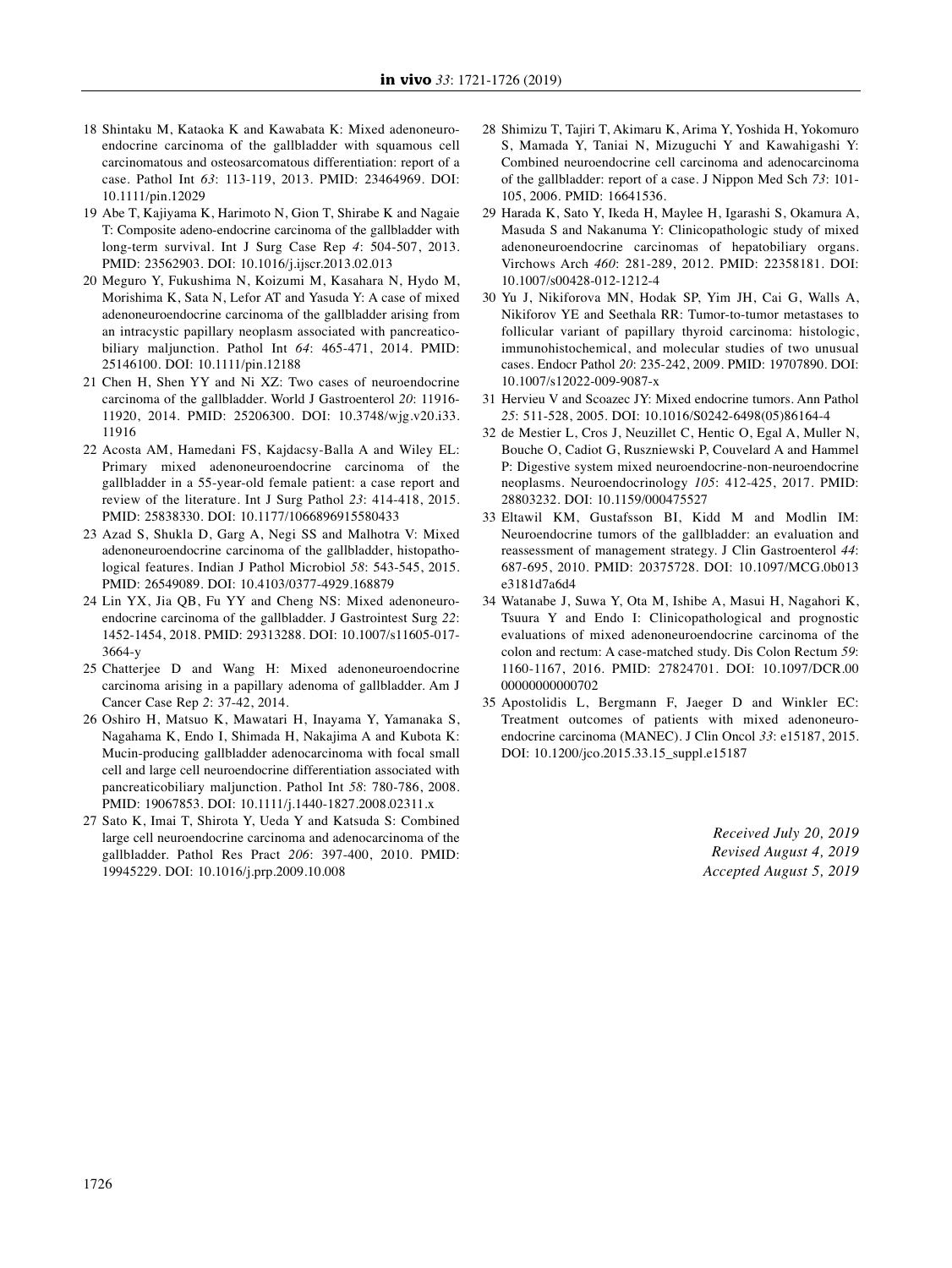18 Shintaku M, Kataoka K and Kawabata K: Mixed adenoneuroendocrine carcinoma of the gallbladder with squamous cell carcinomatous and osteosarcomatous differentiation: report of a case. Pathol Int *63*: 113-119, 2013. PMID: 23464969. DOI: 10.1111/pin.12029

19 Abe T, Kajiyama K, Harimoto N, Gion T, Shirabe K and Nagaie T: Composite adeno-endocrine carcinoma of the gallbladder with long-term survival. Int J Surg Case Rep *4*: 504-507, 2013. PMID: 23562903. DOI: 10.1016/j.ijscr.2013.02.013

20 Meguro Y, Fukushima N, Koizumi M, Kasahara N, Hydo M, Morishima K, Sata N, Lefor AT and Yasuda Y: A case of mixed adenoneuroendocrine carcinoma of the gallbladder arising from an intracystic papillary neoplasm associated with pancreaticobiliary maljunction. Pathol Int *64*: 465-471, 2014. PMID: 25146100. DOI: 10.1111/pin.12188

21 Chen H, Shen YY and Ni XZ: Two cases of neuroendocrine carcinoma of the gallbladder. World J Gastroenterol *20*: 11916-11920, 2014. PMID: 25206300. DOI: 10.3748/wjg.v20.i33.11916

22 Acosta AM, Hamedani FS, Kajdacsy-Balla A and Wiley EL: Primary mixed adenoneuroendocrine carcinoma of the gallbladder in a 55-year-old female patient: a case report and review of the literature. Int J Surg Pathol *23*: 414-418, 2015. PMID: 25838330. DOI: 10.1177/1066896915580433

23 Azad S, Shukla D, Garg A, Negi SS and Malhotra V: Mixed adenoneuroendocrine carcinoma of the gallbladder, histopathological features. Indian J Pathol Microbiol *58*: 543-545, 2015. PMID: 26549089. DOI: 10.4103/0377-4929.168879

24 Lin YX, Jia QB, Fu YY and Cheng NS: Mixed adenoneuroendocrine carcinoma of the gallbladder. J Gastrointest Surg *22*: 1452-1454, 2018. PMID: 29313288. DOI: 10.1007/s11605-017-3664-y

25 Chatterjee D and Wang H: Mixed adenoneuroendocrine carcinoma arising in a papillary adenoma of gallbladder. Am J Cancer Case Rep *2*: 37-42, 2014.

26 Oshiro H, Matsuo K, Mawatari H, Inayama Y, Yamanaka S, Nagahama K, Endo I, Shimada H, Nakajima A and Kubota K: Mucin-producing gallbladder adenocarcinoma with focal small cell and large cell neuroendocrine differentiation associated with pancreaticobiliary maljunction. Pathol Int *58*: 780-786, 2008. PMID: 19067853. DOI: 10.1111/j.1440-1827.2008.02311.x

27 Sato K, Imai T, Shirota Y, Ueda Y and Katsuda S: Combined large cell neuroendocrine carcinoma and adenocarcinoma of the gallbladder. Pathol Res Pract *206*: 397-400, 2010. PMID: 19945229. DOI: 10.1016/j.prp.2009.10.008

28 Shimizu T, Tajiri T, Akimaru K, Arima Y, Yoshida H, Yokomuro S, Mamada Y, Taniai N, Mizuguchi Y and Kawahigashi Y: Combined neuroendocrine cell carcinoma and adenocarcinoma of the gallbladder: report of a case. J Nippon Med Sch *73*: 101-105, 2006. PMID: 16641536.

29 Harada K, Sato Y, Ikeda H, Maylee H, Igarashi S, Okamura A, Masuda S and Nakanuma Y: Clinicopathologic study of mixed adenoneuroendocrine carcinomas of hepatobiliary organs. Virchows Arch *460*: 281-289, 2012. PMID: 22358181. DOI: 10.1007/s00428-012-1212-4

30 Yu J, Nikiforova MN, Hodak SP, Yim JH, Cai G, Walls A, Nikiforov YE and Seethala RR: Tumor-to-tumor metastases to follicular variant of papillary thyroid carcinoma: histologic, immunohistochemical, and molecular studies of two unusual cases. Endocr Pathol *20*: 235-242, 2009. PMID: 19707890. DOI: 10.1007/s12022-009-9087-x

31 Hervieu V and Scoazec JY: Mixed endocrine tumors. Ann Pathol *25*: 511-528, 2005. DOI: 10.1016/S0242-6498(05)86164-4

32 de Mestier L, Cros J, Neuzillet C, Hentic O, Egal A, Muller N, Bouche O, Cadiot G, Ruszniewski P, Couvelard A and Hammel P: Digestive system mixed neuroendocrine-non-neuroendocrine neoplasms. Neuroendocrinology *105*: 412-425, 2017. PMID: 28803232. DOI: 10.1159/000475527

33 Eltawil KM, Gustafsson BI, Kidd M and Modlin IM: Neuroendocrine tumors of the gallbladder: an evaluation and reassessment of management strategy. J Clin Gastroenterol *44*: 687-695, 2010. PMID: 20375728. DOI: 10.1097/MCG.0b013e3181d7a6d4

34 Watanabe J, Suwa Y, Ota M, Ishibe A, Masui H, Nagahori K, Tsuura Y and Endo I: Clinicopathological and prognostic evaluations of mixed adenoneuroendocrine carcinoma of the colon and rectum: A case-matched study. Dis Colon Rectum *59*: 1160-1167, 2016. PMID: 27824701. DOI: 10.1097/DCR.0000000000000702

35 Apostolidis L, Bergmann F, Jaeger D and Winkler EC: Treatment outcomes of patients with mixed adenoneuroendocrine carcinoma (MANEC). J Clin Oncol *33*: e15187, 2015. DOI: 10.1200/jco.2015.33.15_suppl.e15187

*Received July 20, 2019*
*Revised August 4, 2019*
*Accepted August 5, 2019*